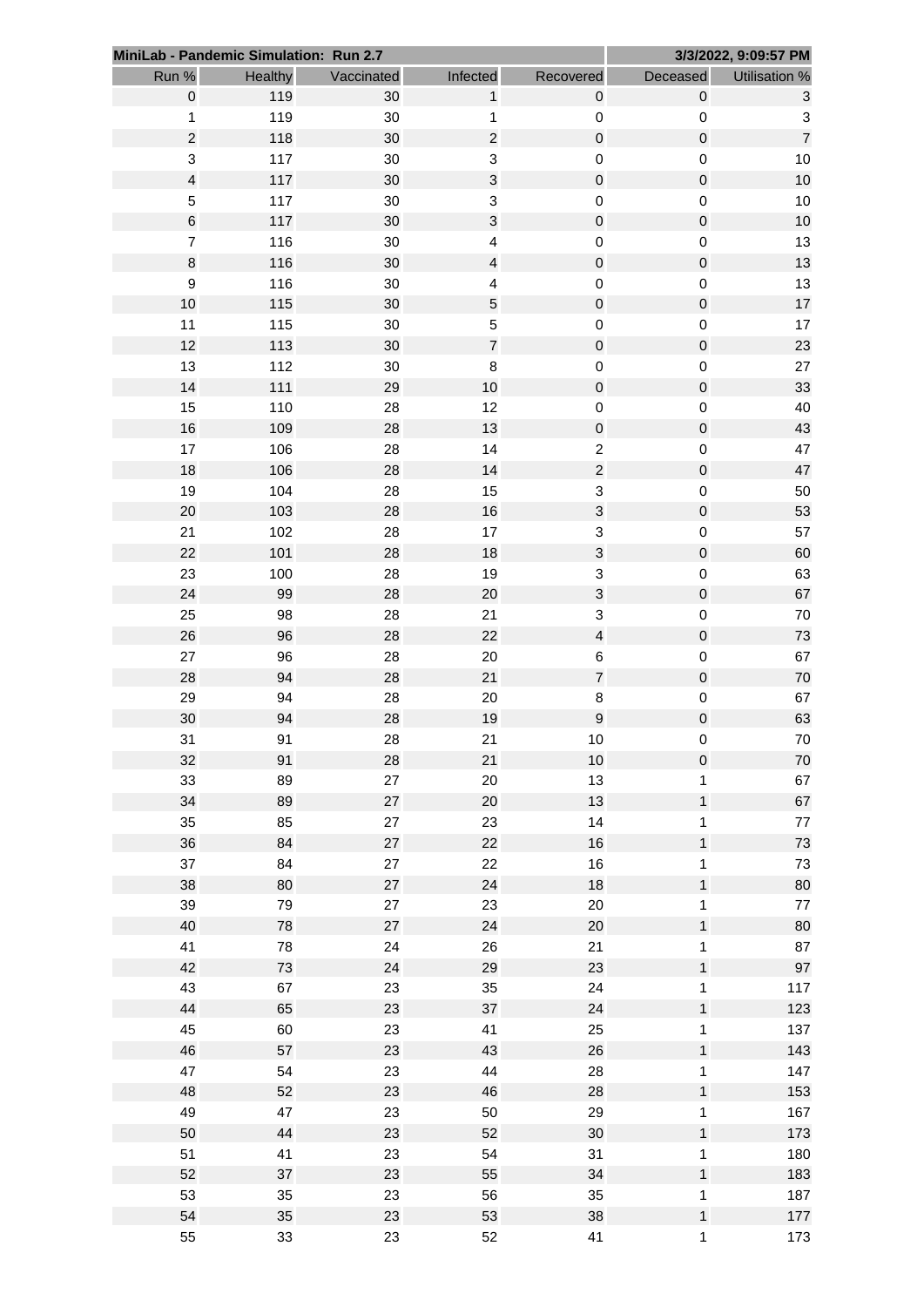| MiniLab - Pandemic Simulation: Run 2.7 | | | | | 3/3/2022, 9:09:57 PM | |
|---|---|---|---|---|---|---|
| Run % | Healthy | Vaccinated | Infected | Recovered | Deceased | Utilisation % |
| 0 | 119 | 30 | 1 | 0 | 0 | 3 |
| 1 | 119 | 30 | 1 | 0 | 0 | 3 |
| 2 | 118 | 30 | 2 | 0 | 0 | 7 |
| 3 | 117 | 30 | 3 | 0 | 0 | 10 |
| 4 | 117 | 30 | 3 | 0 | 0 | 10 |
| 5 | 117 | 30 | 3 | 0 | 0 | 10 |
| 6 | 117 | 30 | 3 | 0 | 0 | 10 |
| 7 | 116 | 30 | 4 | 0 | 0 | 13 |
| 8 | 116 | 30 | 4 | 0 | 0 | 13 |
| 9 | 116 | 30 | 4 | 0 | 0 | 13 |
| 10 | 115 | 30 | 5 | 0 | 0 | 17 |
| 11 | 115 | 30 | 5 | 0 | 0 | 17 |
| 12 | 113 | 30 | 7 | 0 | 0 | 23 |
| 13 | 112 | 30 | 8 | 0 | 0 | 27 |
| 14 | 111 | 29 | 10 | 0 | 0 | 33 |
| 15 | 110 | 28 | 12 | 0 | 0 | 40 |
| 16 | 109 | 28 | 13 | 0 | 0 | 43 |
| 17 | 106 | 28 | 14 | 2 | 0 | 47 |
| 18 | 106 | 28 | 14 | 2 | 0 | 47 |
| 19 | 104 | 28 | 15 | 3 | 0 | 50 |
| 20 | 103 | 28 | 16 | 3 | 0 | 53 |
| 21 | 102 | 28 | 17 | 3 | 0 | 57 |
| 22 | 101 | 28 | 18 | 3 | 0 | 60 |
| 23 | 100 | 28 | 19 | 3 | 0 | 63 |
| 24 | 99 | 28 | 20 | 3 | 0 | 67 |
| 25 | 98 | 28 | 21 | 3 | 0 | 70 |
| 26 | 96 | 28 | 22 | 4 | 0 | 73 |
| 27 | 96 | 28 | 20 | 6 | 0 | 67 |
| 28 | 94 | 28 | 21 | 7 | 0 | 70 |
| 29 | 94 | 28 | 20 | 8 | 0 | 67 |
| 30 | 94 | 28 | 19 | 9 | 0 | 63 |
| 31 | 91 | 28 | 21 | 10 | 0 | 70 |
| 32 | 91 | 28 | 21 | 10 | 0 | 70 |
| 33 | 89 | 27 | 20 | 13 | 1 | 67 |
| 34 | 89 | 27 | 20 | 13 | 1 | 67 |
| 35 | 85 | 27 | 23 | 14 | 1 | 77 |
| 36 | 84 | 27 | 22 | 16 | 1 | 73 |
| 37 | 84 | 27 | 22 | 16 | 1 | 73 |
| 38 | 80 | 27 | 24 | 18 | 1 | 80 |
| 39 | 79 | 27 | 23 | 20 | 1 | 77 |
| 40 | 78 | 27 | 24 | 20 | 1 | 80 |
| 41 | 78 | 24 | 26 | 21 | 1 | 87 |
| 42 | 73 | 24 | 29 | 23 | 1 | 97 |
| 43 | 67 | 23 | 35 | 24 | 1 | 117 |
| 44 | 65 | 23 | 37 | 24 | 1 | 123 |
| 45 | 60 | 23 | 41 | 25 | 1 | 137 |
| 46 | 57 | 23 | 43 | 26 | 1 | 143 |
| 47 | 54 | 23 | 44 | 28 | 1 | 147 |
| 48 | 52 | 23 | 46 | 28 | 1 | 153 |
| 49 | 47 | 23 | 50 | 29 | 1 | 167 |
| 50 | 44 | 23 | 52 | 30 | 1 | 173 |
| 51 | 41 | 23 | 54 | 31 | 1 | 180 |
| 52 | 37 | 23 | 55 | 34 | 1 | 183 |
| 53 | 35 | 23 | 56 | 35 | 1 | 187 |
| 54 | 35 | 23 | 53 | 38 | 1 | 177 |
| 55 | 33 | 23 | 52 | 41 | 1 | 173 |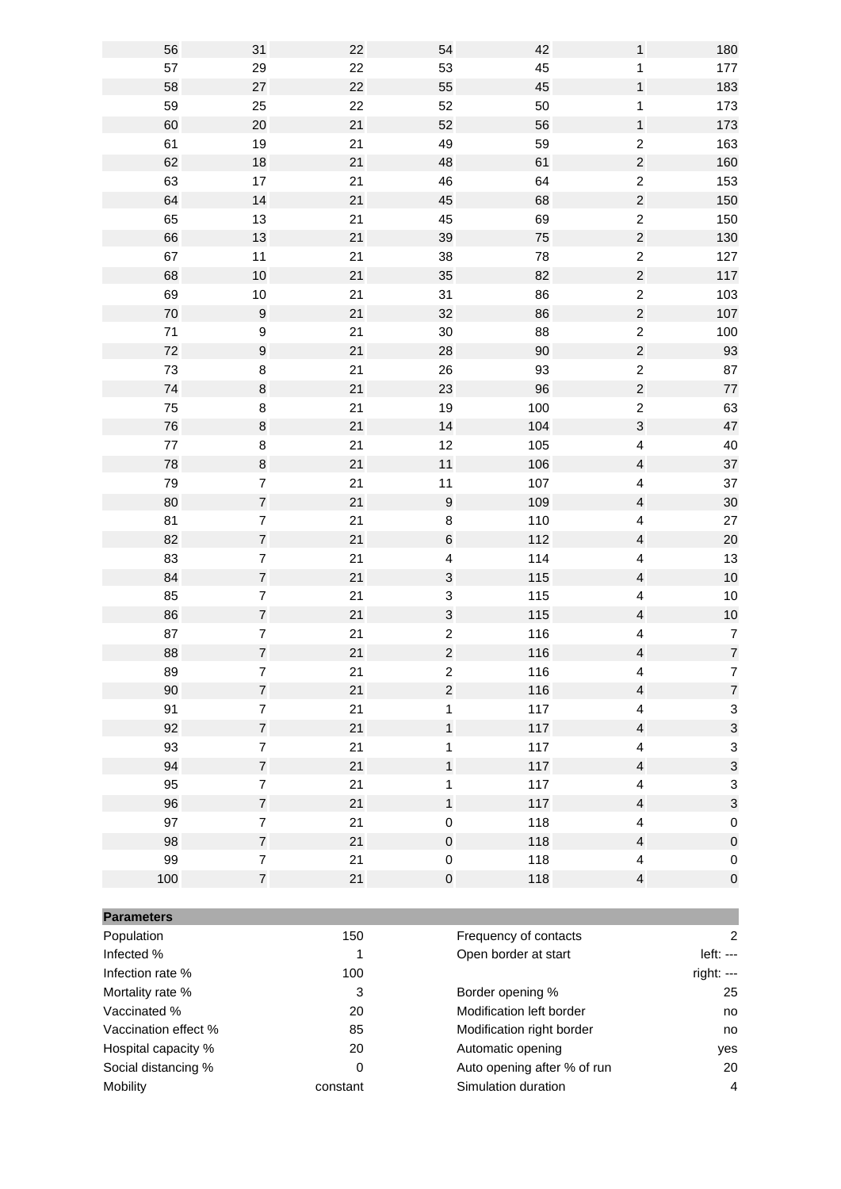| | | | | | | |
|---|---|---|---|---|---|---|
| 56 | 31 | 22 | 54 | 42 | 1 | 180 |
| 57 | 29 | 22 | 53 | 45 | 1 | 177 |
| 58 | 27 | 22 | 55 | 45 | 1 | 183 |
| 59 | 25 | 22 | 52 | 50 | 1 | 173 |
| 60 | 20 | 21 | 52 | 56 | 1 | 173 |
| 61 | 19 | 21 | 49 | 59 | 2 | 163 |
| 62 | 18 | 21 | 48 | 61 | 2 | 160 |
| 63 | 17 | 21 | 46 | 64 | 2 | 153 |
| 64 | 14 | 21 | 45 | 68 | 2 | 150 |
| 65 | 13 | 21 | 45 | 69 | 2 | 150 |
| 66 | 13 | 21 | 39 | 75 | 2 | 130 |
| 67 | 11 | 21 | 38 | 78 | 2 | 127 |
| 68 | 10 | 21 | 35 | 82 | 2 | 117 |
| 69 | 10 | 21 | 31 | 86 | 2 | 103 |
| 70 | 9 | 21 | 32 | 86 | 2 | 107 |
| 71 | 9 | 21 | 30 | 88 | 2 | 100 |
| 72 | 9 | 21 | 28 | 90 | 2 | 93 |
| 73 | 8 | 21 | 26 | 93 | 2 | 87 |
| 74 | 8 | 21 | 23 | 96 | 2 | 77 |
| 75 | 8 | 21 | 19 | 100 | 2 | 63 |
| 76 | 8 | 21 | 14 | 104 | 3 | 47 |
| 77 | 8 | 21 | 12 | 105 | 4 | 40 |
| 78 | 8 | 21 | 11 | 106 | 4 | 37 |
| 79 | 7 | 21 | 11 | 107 | 4 | 37 |
| 80 | 7 | 21 | 9 | 109 | 4 | 30 |
| 81 | 7 | 21 | 8 | 110 | 4 | 27 |
| 82 | 7 | 21 | 6 | 112 | 4 | 20 |
| 83 | 7 | 21 | 4 | 114 | 4 | 13 |
| 84 | 7 | 21 | 3 | 115 | 4 | 10 |
| 85 | 7 | 21 | 3 | 115 | 4 | 10 |
| 86 | 7 | 21 | 3 | 115 | 4 | 10 |
| 87 | 7 | 21 | 2 | 116 | 4 | 7 |
| 88 | 7 | 21 | 2 | 116 | 4 | 7 |
| 89 | 7 | 21 | 2 | 116 | 4 | 7 |
| 90 | 7 | 21 | 2 | 116 | 4 | 7 |
| 91 | 7 | 21 | 1 | 117 | 4 | 3 |
| 92 | 7 | 21 | 1 | 117 | 4 | 3 |
| 93 | 7 | 21 | 1 | 117 | 4 | 3 |
| 94 | 7 | 21 | 1 | 117 | 4 | 3 |
| 95 | 7 | 21 | 1 | 117 | 4 | 3 |
| 96 | 7 | 21 | 1 | 117 | 4 | 3 |
| 97 | 7 | 21 | 0 | 118 | 4 | 0 |
| 98 | 7 | 21 | 0 | 118 | 4 | 0 |
| 99 | 7 | 21 | 0 | 118 | 4 | 0 |
| 100 | 7 | 21 | 0 | 118 | 4 | 0 |

**Parameters**

| | | | |
|---|---|---|---|
| Population | 150 | Frequency of contacts | 2 |
| Infected % | 1 | Open border at start | left: --- |
| Infection rate % | 100 | | right: --- |
| Mortality rate % | 3 | Border opening % | 25 |
| Vaccinated % | 20 | Modification left border | no |
| Vaccination effect % | 85 | Modification right border | no |
| Hospital capacity % | 20 | Automatic opening | yes |
| Social distancing % | 0 | Auto opening after % of run | 20 |
| Mobility | constant | Simulation duration | 4 |